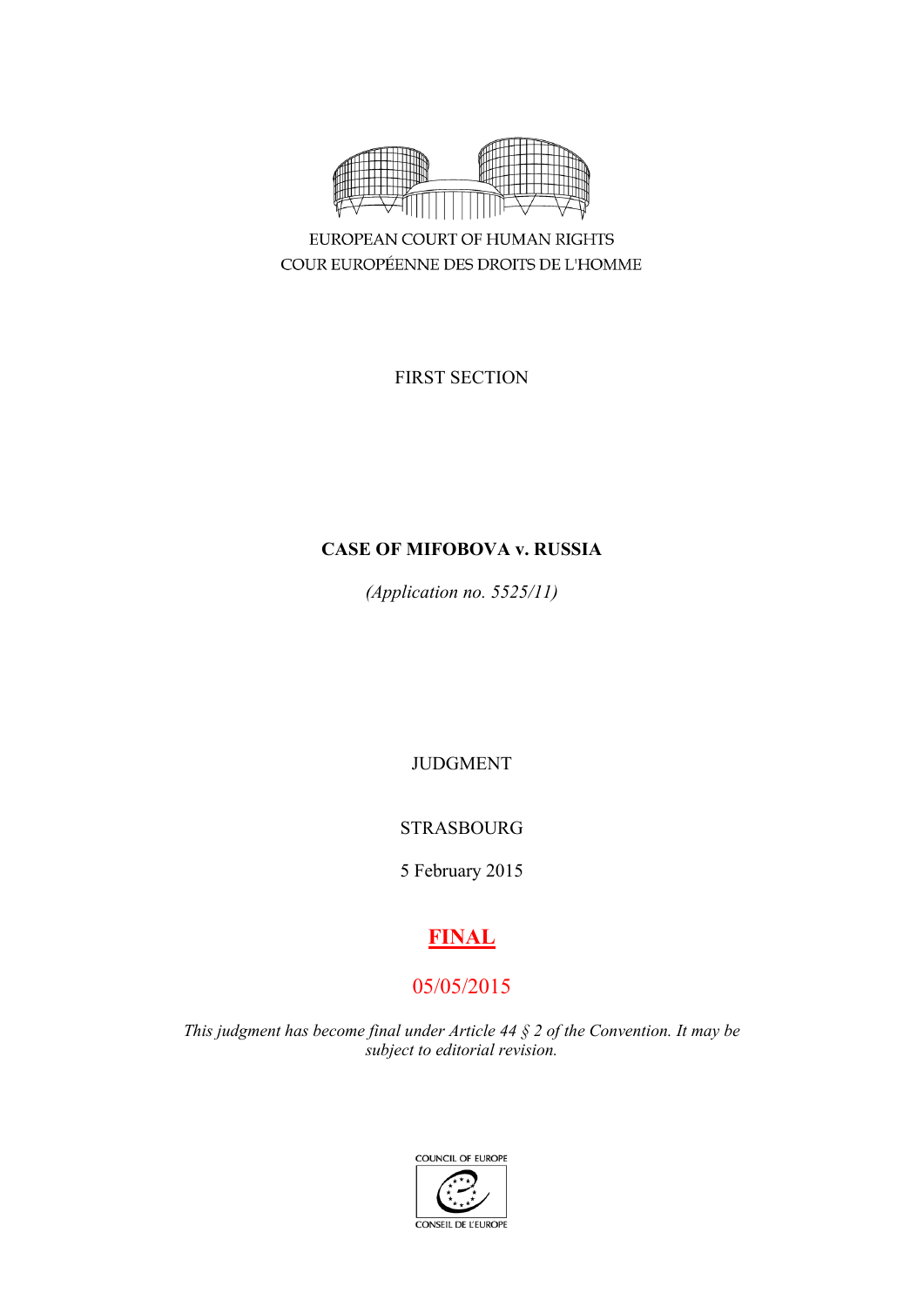EUROPEAN COURT OF HUMAN RIGHTS
COUR EUROPÉENNE DES DROITS DE L'HOMME

FIRST SECTION

**CASE OF MIFOBOVA v. RUSSIA**

*(Application no. 5525/11)*

JUDGMENT

STRASBOURG

5 February 2015

**FINAL**

05/05/2015

*This judgment has become final under Article 44 § 2 of the Convention. It may be subject to editorial revision.*

COUNCIL OF EUROPE
CONSEIL DE L'EUROPE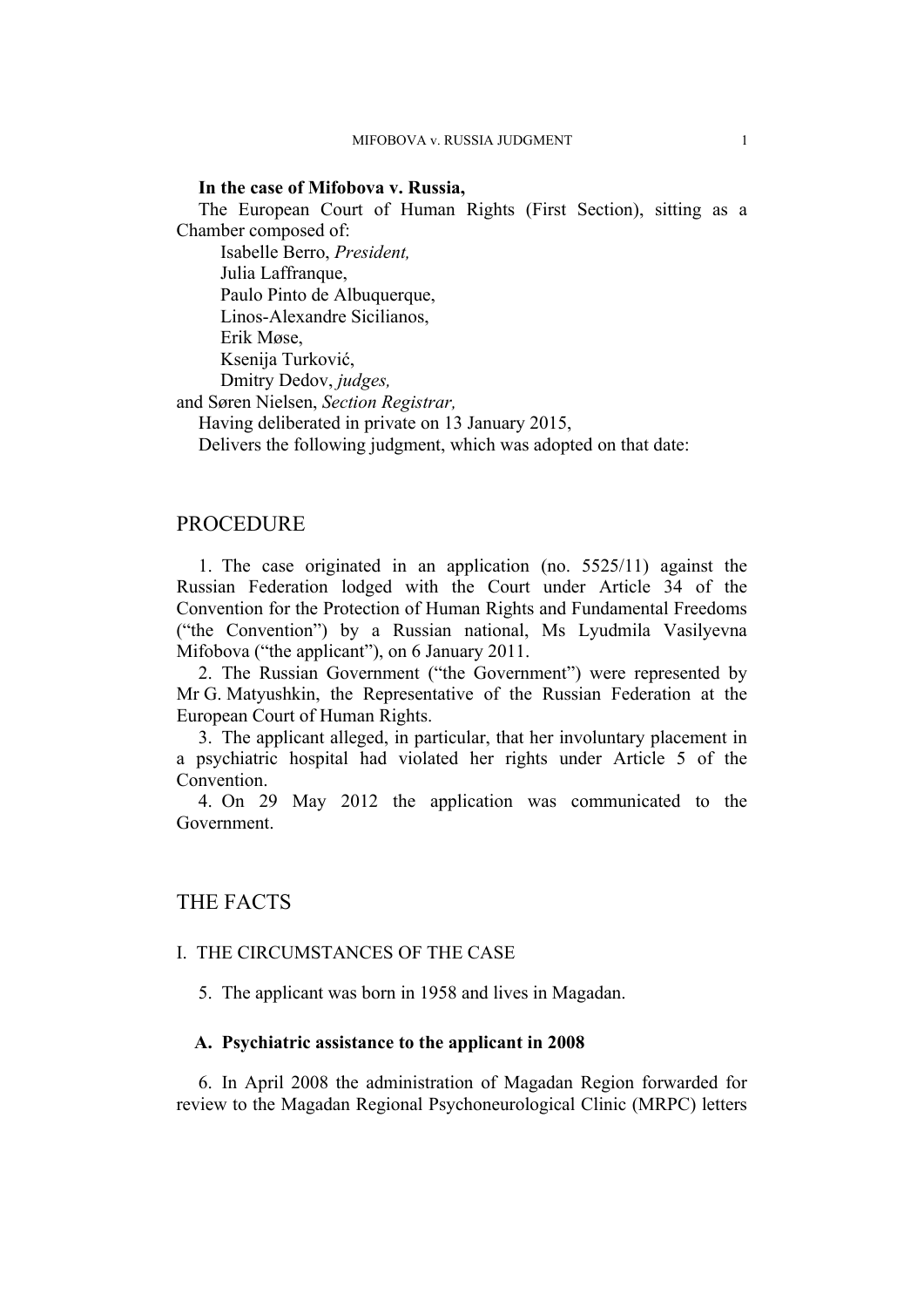**In the case of Mifobova v. Russia,**

The European Court of Human Rights (First Section), sitting as a Chamber composed of:

Isabelle Berro, *President,*
Julia Laffranque,
Paulo Pinto de Albuquerque,
Linos-Alexandre Sicilianos,
Erik Møse,
Ksenija Turković,
Dmitry Dedov, *judges,*
and Søren Nielsen, *Section Registrar,*

Having deliberated in private on 13 January 2015,

Delivers the following judgment, which was adopted on that date:

# PROCEDURE

1. The case originated in an application (no. 5525/11) against the Russian Federation lodged with the Court under Article 34 of the Convention for the Protection of Human Rights and Fundamental Freedoms ("the Convention") by a Russian national, Ms Lyudmila Vasilyevna Mifobova ("the applicant"), on 6 January 2011.

2. The Russian Government ("the Government") were represented by Mr G. Matyushkin, the Representative of the Russian Federation at the European Court of Human Rights.

3. The applicant alleged, in particular, that her involuntary placement in a psychiatric hospital had violated her rights under Article 5 of the Convention.

4. On 29 May 2012 the application was communicated to the Government.

# THE FACTS

## I. THE CIRCUMSTANCES OF THE CASE

5. The applicant was born in 1958 and lives in Magadan.

### A. Psychiatric assistance to the applicant in 2008

6. In April 2008 the administration of Magadan Region forwarded for review to the Magadan Regional Psychoneurological Clinic (MRPC) letters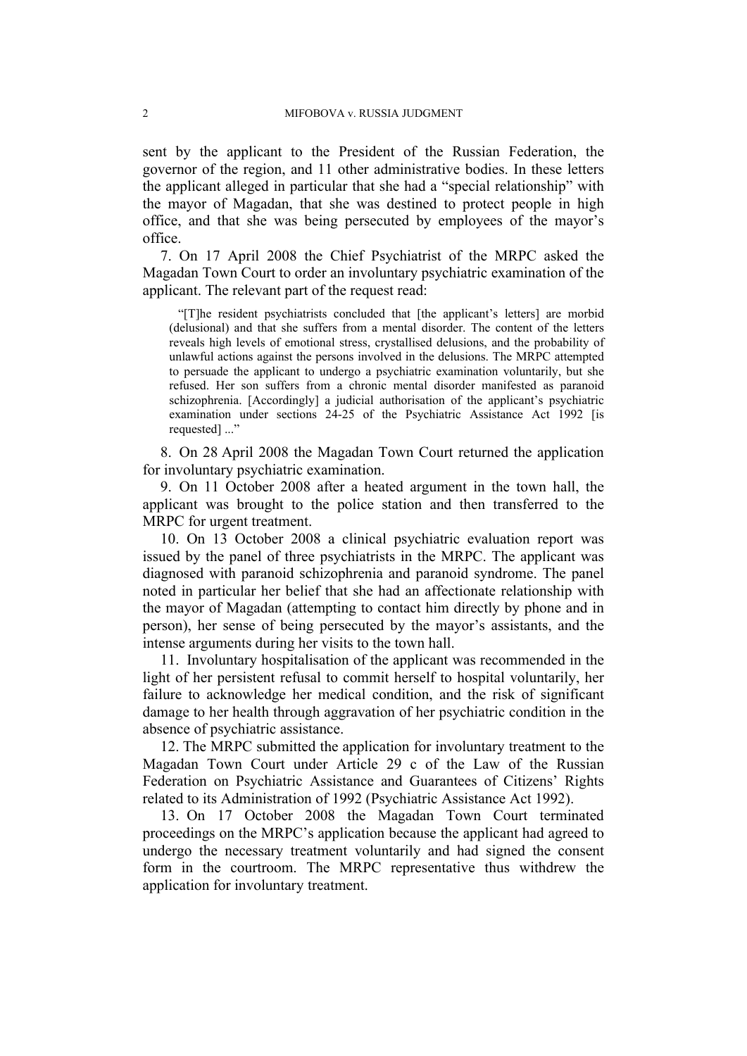sent by the applicant to the President of the Russian Federation, the governor of the region, and 11 other administrative bodies. In these letters the applicant alleged in particular that she had a "special relationship" with the mayor of Magadan, that she was destined to protect people in high office, and that she was being persecuted by employees of the mayor's office.

7. On 17 April 2008 the Chief Psychiatrist of the MRPC asked the Magadan Town Court to order an involuntary psychiatric examination of the applicant. The relevant part of the request read:

> "[T]he resident psychiatrists concluded that [the applicant's letters] are morbid (delusional) and that she suffers from a mental disorder. The content of the letters reveals high levels of emotional stress, crystallised delusions, and the probability of unlawful actions against the persons involved in the delusions. The MRPC attempted to persuade the applicant to undergo a psychiatric examination voluntarily, but she refused. Her son suffers from a chronic mental disorder manifested as paranoid schizophrenia. [Accordingly] a judicial authorisation of the applicant's psychiatric examination under sections 24-25 of the Psychiatric Assistance Act 1992 [is requested] ..."

8. On 28 April 2008 the Magadan Town Court returned the application for involuntary psychiatric examination.

9. On 11 October 2008 after a heated argument in the town hall, the applicant was brought to the police station and then transferred to the MRPC for urgent treatment.

10. On 13 October 2008 a clinical psychiatric evaluation report was issued by the panel of three psychiatrists in the MRPC. The applicant was diagnosed with paranoid schizophrenia and paranoid syndrome. The panel noted in particular her belief that she had an affectionate relationship with the mayor of Magadan (attempting to contact him directly by phone and in person), her sense of being persecuted by the mayor's assistants, and the intense arguments during her visits to the town hall.

11. Involuntary hospitalisation of the applicant was recommended in the light of her persistent refusal to commit herself to hospital voluntarily, her failure to acknowledge her medical condition, and the risk of significant damage to her health through aggravation of her psychiatric condition in the absence of psychiatric assistance.

12. The MRPC submitted the application for involuntary treatment to the Magadan Town Court under Article 29 c of the Law of the Russian Federation on Psychiatric Assistance and Guarantees of Citizens' Rights related to its Administration of 1992 (Psychiatric Assistance Act 1992).

13. On 17 October 2008 the Magadan Town Court terminated proceedings on the MRPC's application because the applicant had agreed to undergo the necessary treatment voluntarily and had signed the consent form in the courtroom. The MRPC representative thus withdrew the application for involuntary treatment.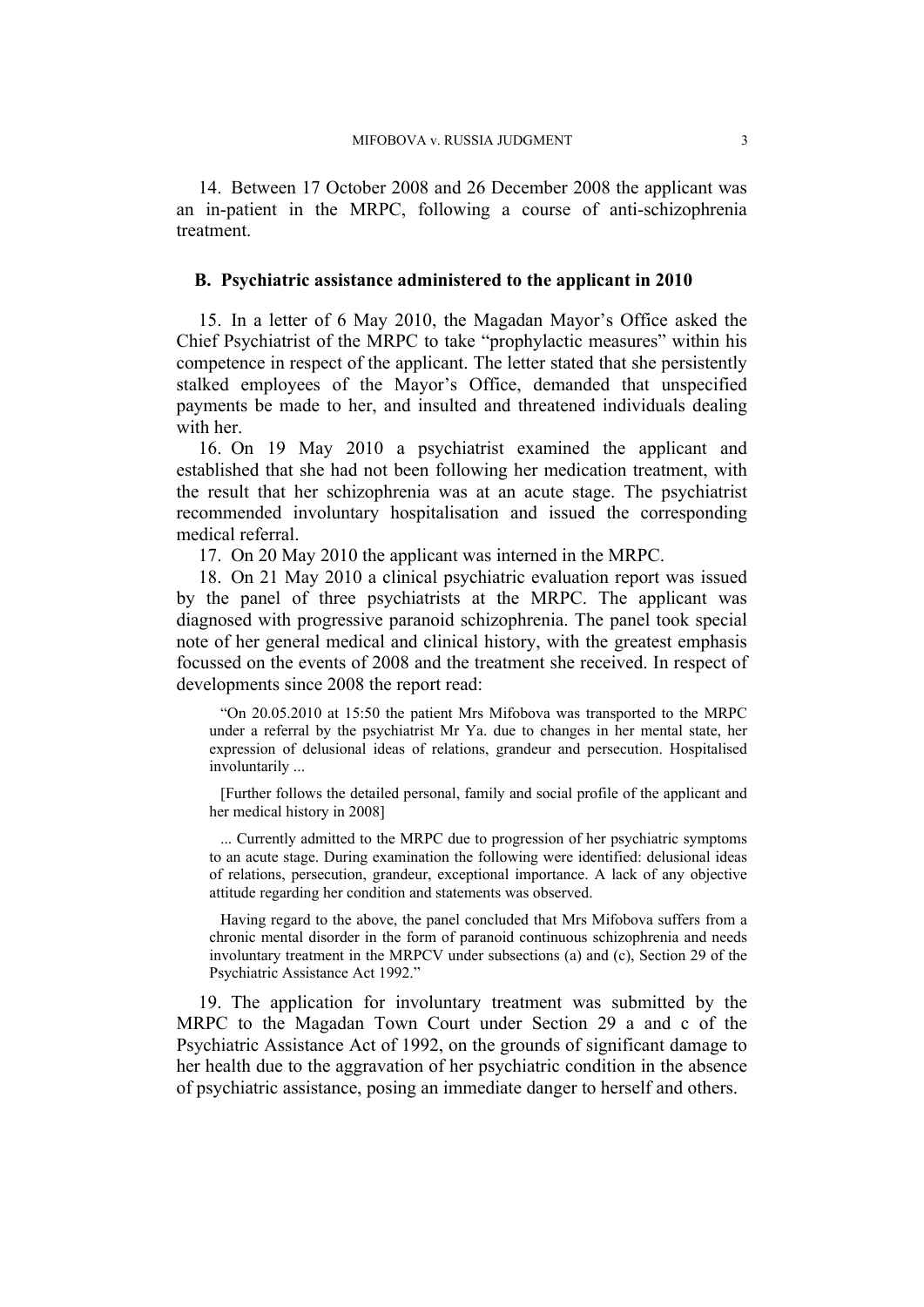14. Between 17 October 2008 and 26 December 2008 the applicant was an in-patient in the MRPC, following a course of anti-schizophrenia treatment.

### B. Psychiatric assistance administered to the applicant in 2010

15. In a letter of 6 May 2010, the Magadan Mayor's Office asked the Chief Psychiatrist of the MRPC to take "prophylactic measures" within his competence in respect of the applicant. The letter stated that she persistently stalked employees of the Mayor's Office, demanded that unspecified payments be made to her, and insulted and threatened individuals dealing with her.

16. On 19 May 2010 a psychiatrist examined the applicant and established that she had not been following her medication treatment, with the result that her schizophrenia was at an acute stage. The psychiatrist recommended involuntary hospitalisation and issued the corresponding medical referral.

17. On 20 May 2010 the applicant was interned in the MRPC.

18. On 21 May 2010 a clinical psychiatric evaluation report was issued by the panel of three psychiatrists at the MRPC. The applicant was diagnosed with progressive paranoid schizophrenia. The panel took special note of her general medical and clinical history, with the greatest emphasis focussed on the events of 2008 and the treatment she received. In respect of developments since 2008 the report read:

> "On 20.05.2010 at 15:50 the patient Mrs Mifobova was transported to the MRPC under a referral by the psychiatrist Mr Ya. due to changes in her mental state, her expression of delusional ideas of relations, grandeur and persecution. Hospitalised involuntarily ...
>
> [Further follows the detailed personal, family and social profile of the applicant and her medical history in 2008]
>
> ... Currently admitted to the MRPC due to progression of her psychiatric symptoms to an acute stage. During examination the following were identified: delusional ideas of relations, persecution, grandeur, exceptional importance. A lack of any objective attitude regarding her condition and statements was observed.
>
> Having regard to the above, the panel concluded that Mrs Mifobova suffers from a chronic mental disorder in the form of paranoid continuous schizophrenia and needs involuntary treatment in the MRPCV under subsections (a) and (c), Section 29 of the Psychiatric Assistance Act 1992."

19. The application for involuntary treatment was submitted by the MRPC to the Magadan Town Court under Section 29 a and c of the Psychiatric Assistance Act of 1992, on the grounds of significant damage to her health due to the aggravation of her psychiatric condition in the absence of psychiatric assistance, posing an immediate danger to herself and others.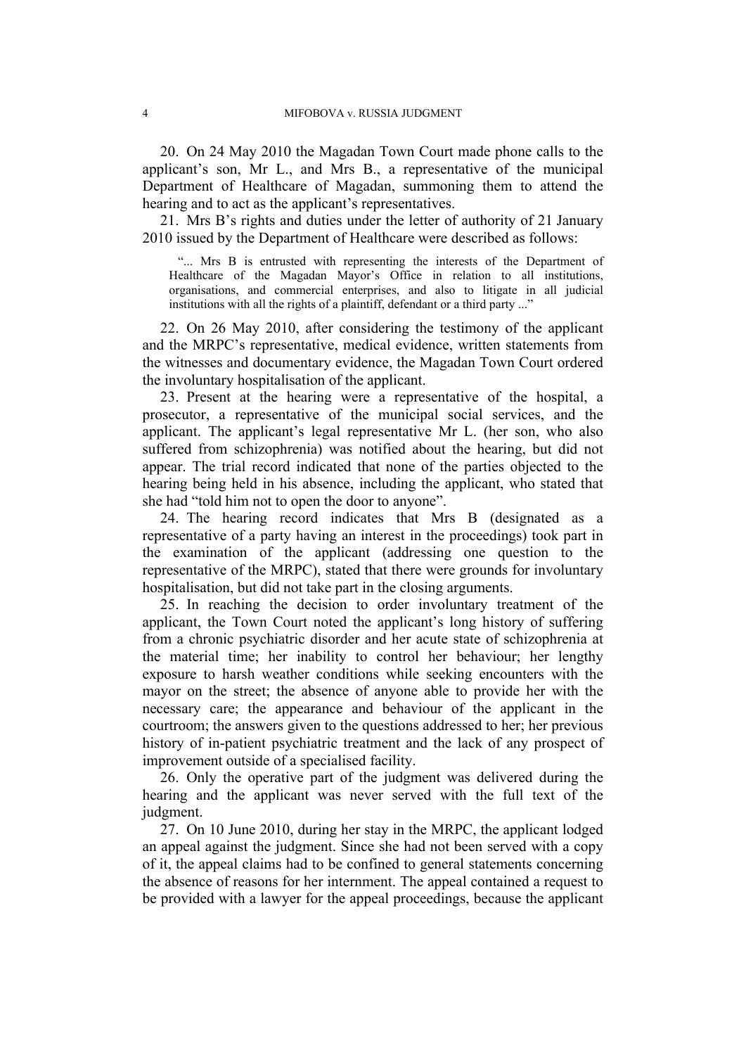20. On 24 May 2010 the Magadan Town Court made phone calls to the applicant's son, Mr L., and Mrs B., a representative of the municipal Department of Healthcare of Magadan, summoning them to attend the hearing and to act as the applicant's representatives.

21. Mrs B's rights and duties under the letter of authority of 21 January 2010 issued by the Department of Healthcare were described as follows:

> "... Mrs B is entrusted with representing the interests of the Department of Healthcare of the Magadan Mayor's Office in relation to all institutions, organisations, and commercial enterprises, and also to litigate in all judicial institutions with all the rights of a plaintiff, defendant or a third party ..."

22. On 26 May 2010, after considering the testimony of the applicant and the MRPC's representative, medical evidence, written statements from the witnesses and documentary evidence, the Magadan Town Court ordered the involuntary hospitalisation of the applicant.

23. Present at the hearing were a representative of the hospital, a prosecutor, a representative of the municipal social services, and the applicant. The applicant's legal representative Mr L. (her son, who also suffered from schizophrenia) was notified about the hearing, but did not appear. The trial record indicated that none of the parties objected to the hearing being held in his absence, including the applicant, who stated that she had "told him not to open the door to anyone".

24. The hearing record indicates that Mrs B (designated as a representative of a party having an interest in the proceedings) took part in the examination of the applicant (addressing one question to the representative of the MRPC), stated that there were grounds for involuntary hospitalisation, but did not take part in the closing arguments.

25. In reaching the decision to order involuntary treatment of the applicant, the Town Court noted the applicant's long history of suffering from a chronic psychiatric disorder and her acute state of schizophrenia at the material time; her inability to control her behaviour; her lengthy exposure to harsh weather conditions while seeking encounters with the mayor on the street; the absence of anyone able to provide her with the necessary care; the appearance and behaviour of the applicant in the courtroom; the answers given to the questions addressed to her; her previous history of in-patient psychiatric treatment and the lack of any prospect of improvement outside of a specialised facility.

26. Only the operative part of the judgment was delivered during the hearing and the applicant was never served with the full text of the judgment.

27. On 10 June 2010, during her stay in the MRPC, the applicant lodged an appeal against the judgment. Since she had not been served with a copy of it, the appeal claims had to be confined to general statements concerning the absence of reasons for her internment. The appeal contained a request to be provided with a lawyer for the appeal proceedings, because the applicant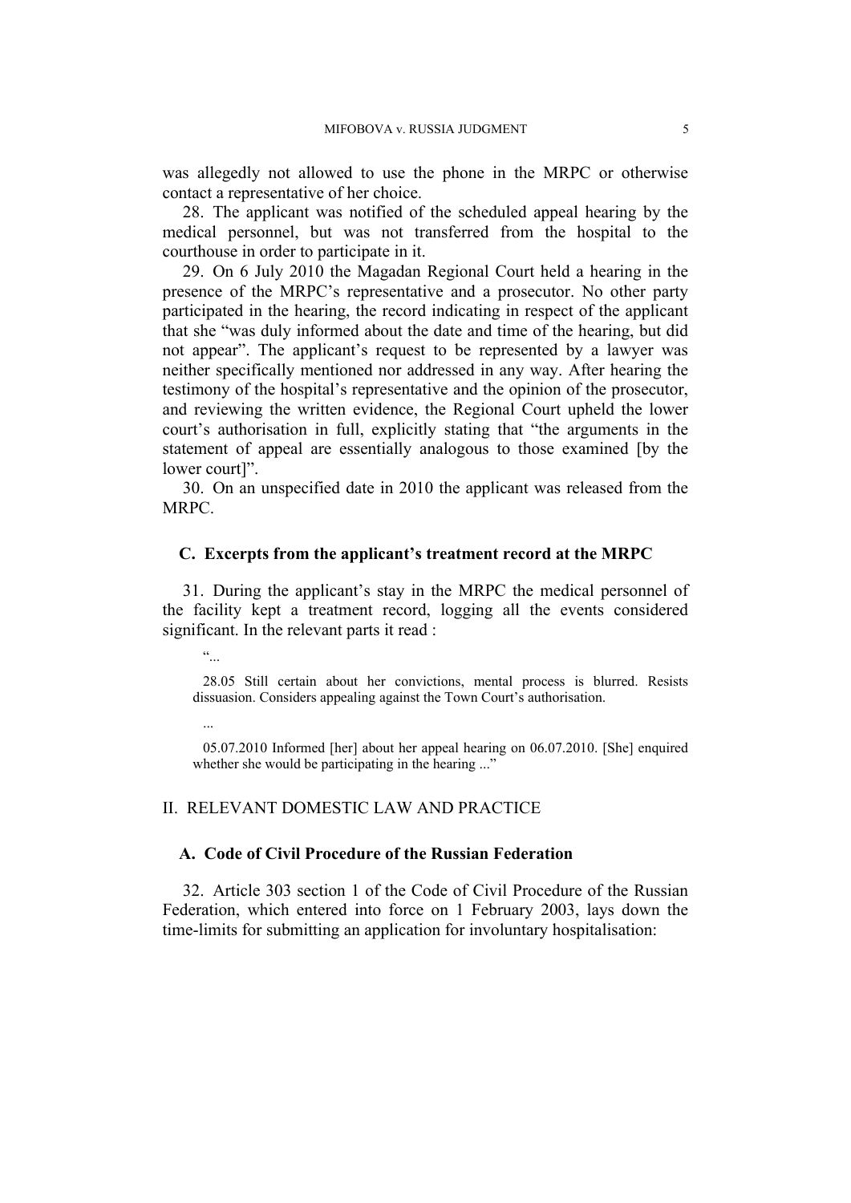was allegedly not allowed to use the phone in the MRPC or otherwise contact a representative of her choice.

28. The applicant was notified of the scheduled appeal hearing by the medical personnel, but was not transferred from the hospital to the courthouse in order to participate in it.

29. On 6 July 2010 the Magadan Regional Court held a hearing in the presence of the MRPC's representative and a prosecutor. No other party participated in the hearing, the record indicating in respect of the applicant that she "was duly informed about the date and time of the hearing, but did not appear". The applicant's request to be represented by a lawyer was neither specifically mentioned nor addressed in any way. After hearing the testimony of the hospital's representative and the opinion of the prosecutor, and reviewing the written evidence, the Regional Court upheld the lower court's authorisation in full, explicitly stating that "the arguments in the statement of appeal are essentially analogous to those examined [by the lower court]".

30. On an unspecified date in 2010 the applicant was released from the MRPC.

### C. Excerpts from the applicant's treatment record at the MRPC

31. During the applicant's stay in the MRPC the medical personnel of the facility kept a treatment record, logging all the events considered significant. In the relevant parts it read :

> "...
>
> 28.05 Still certain about her convictions, mental process is blurred. Resists dissuasion. Considers appealing against the Town Court's authorisation.
>
> ...
>
> 05.07.2010 Informed [her] about her appeal hearing on 06.07.2010. [She] enquired whether she would be participating in the hearing ..."

## II. RELEVANT DOMESTIC LAW AND PRACTICE

### A. Code of Civil Procedure of the Russian Federation

32. Article 303 section 1 of the Code of Civil Procedure of the Russian Federation, which entered into force on 1 February 2003, lays down the time-limits for submitting an application for involuntary hospitalisation: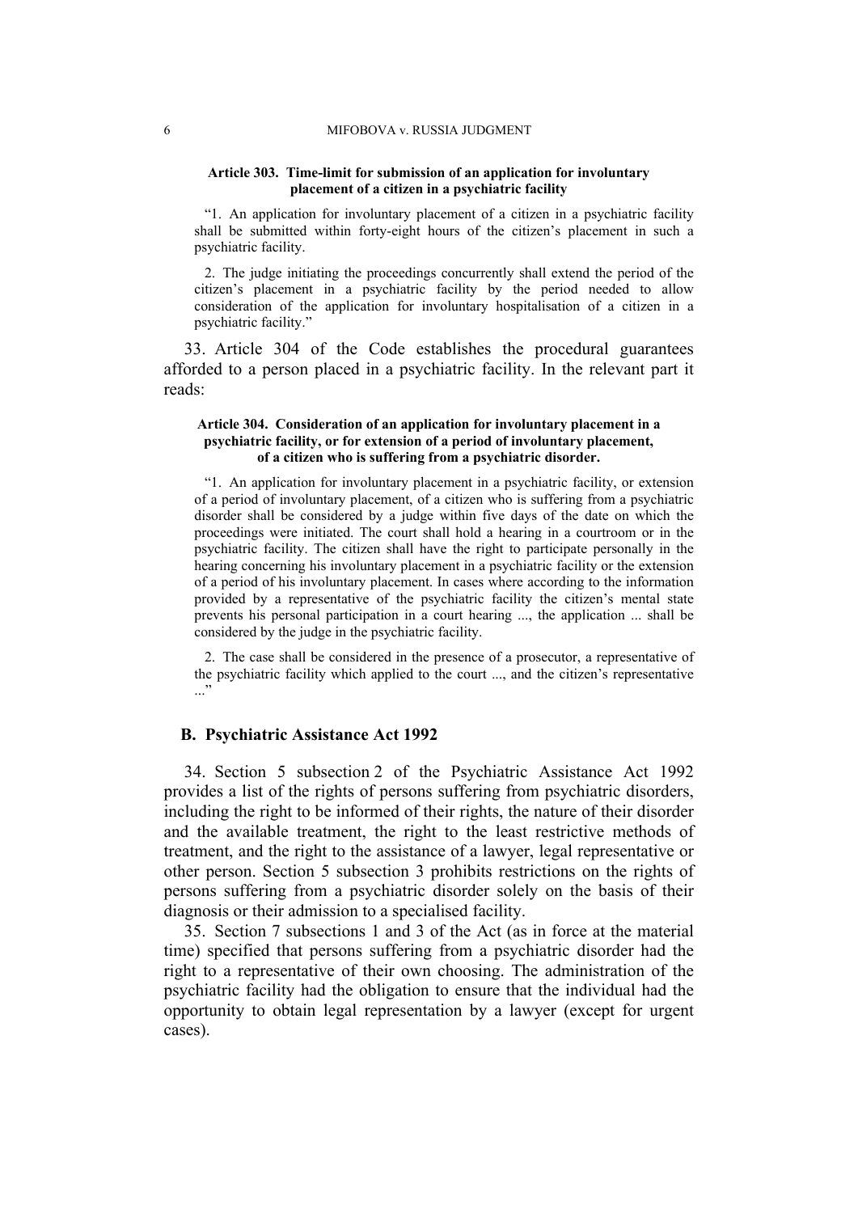**Article 303. Time-limit for submission of an application for involuntary placement of a citizen in a psychiatric facility**

> “1. An application for involuntary placement of a citizen in a psychiatric facility shall be submitted within forty-eight hours of the citizen’s placement in such a psychiatric facility.
>
> 2. The judge initiating the proceedings concurrently shall extend the period of the citizen’s placement in a psychiatric facility by the period needed to allow consideration of the application for involuntary hospitalisation of a citizen in a psychiatric facility.”

33. Article 304 of the Code establishes the procedural guarantees afforded to a person placed in a psychiatric facility. In the relevant part it reads:

**Article 304. Consideration of an application for involuntary placement in a psychiatric facility, or for extension of a period of involuntary placement, of a citizen who is suffering from a psychiatric disorder.**

> “1. An application for involuntary placement in a psychiatric facility, or extension of a period of involuntary placement, of a citizen who is suffering from a psychiatric disorder shall be considered by a judge within five days of the date on which the proceedings were initiated. The court shall hold a hearing in a courtroom or in the psychiatric facility. The citizen shall have the right to participate personally in the hearing concerning his involuntary placement in a psychiatric facility or the extension of a period of his involuntary placement. In cases where according to the information provided by a representative of the psychiatric facility the citizen’s mental state prevents his personal participation in a court hearing ..., the application ... shall be considered by the judge in the psychiatric facility.
>
> 2. The case shall be considered in the presence of a prosecutor, a representative of the psychiatric facility which applied to the court ..., and the citizen’s representative ...”

### B. Psychiatric Assistance Act 1992

34. Section 5 subsection 2 of the Psychiatric Assistance Act 1992 provides a list of the rights of persons suffering from psychiatric disorders, including the right to be informed of their rights, the nature of their disorder and the available treatment, the right to the least restrictive methods of treatment, and the right to the assistance of a lawyer, legal representative or other person. Section 5 subsection 3 prohibits restrictions on the rights of persons suffering from a psychiatric disorder solely on the basis of their diagnosis or their admission to a specialised facility.

35. Section 7 subsections 1 and 3 of the Act (as in force at the material time) specified that persons suffering from a psychiatric disorder had the right to a representative of their own choosing. The administration of the psychiatric facility had the obligation to ensure that the individual had the opportunity to obtain legal representation by a lawyer (except for urgent cases).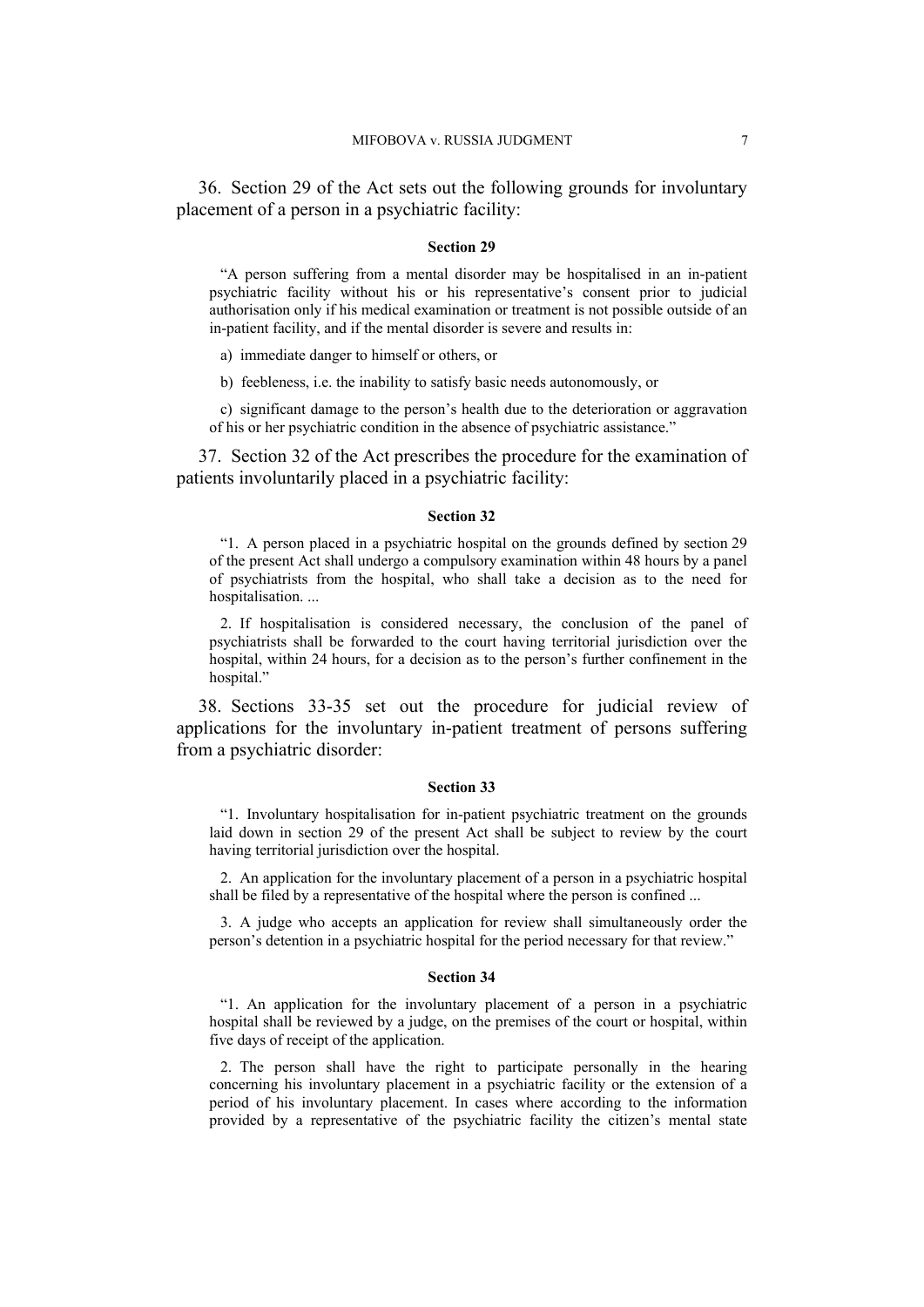36. Section 29 of the Act sets out the following grounds for involuntary placement of a person in a psychiatric facility:

**Section 29**

> "A person suffering from a mental disorder may be hospitalised in an in-patient psychiatric facility without his or his representative's consent prior to judicial authorisation only if his medical examination or treatment is not possible outside of an in-patient facility, and if the mental disorder is severe and results in:
>
> a) immediate danger to himself or others, or
>
> b) feebleness, i.e. the inability to satisfy basic needs autonomously, or
>
> c) significant damage to the person's health due to the deterioration or aggravation of his or her psychiatric condition in the absence of psychiatric assistance."

37. Section 32 of the Act prescribes the procedure for the examination of patients involuntarily placed in a psychiatric facility:

**Section 32**

> "1. A person placed in a psychiatric hospital on the grounds defined by section 29 of the present Act shall undergo a compulsory examination within 48 hours by a panel of psychiatrists from the hospital, who shall take a decision as to the need for hospitalisation. ...
>
> 2. If hospitalisation is considered necessary, the conclusion of the panel of psychiatrists shall be forwarded to the court having territorial jurisdiction over the hospital, within 24 hours, for a decision as to the person's further confinement in the hospital."

38. Sections 33-35 set out the procedure for judicial review of applications for the involuntary in-patient treatment of persons suffering from a psychiatric disorder:

**Section 33**

> "1. Involuntary hospitalisation for in-patient psychiatric treatment on the grounds laid down in section 29 of the present Act shall be subject to review by the court having territorial jurisdiction over the hospital.
>
> 2. An application for the involuntary placement of a person in a psychiatric hospital shall be filed by a representative of the hospital where the person is confined ...
>
> 3. A judge who accepts an application for review shall simultaneously order the person's detention in a psychiatric hospital for the period necessary for that review."

**Section 34**

> "1. An application for the involuntary placement of a person in a psychiatric hospital shall be reviewed by a judge, on the premises of the court or hospital, within five days of receipt of the application.
>
> 2. The person shall have the right to participate personally in the hearing concerning his involuntary placement in a psychiatric facility or the extension of a period of his involuntary placement. In cases where according to the information provided by a representative of the psychiatric facility the citizen's mental state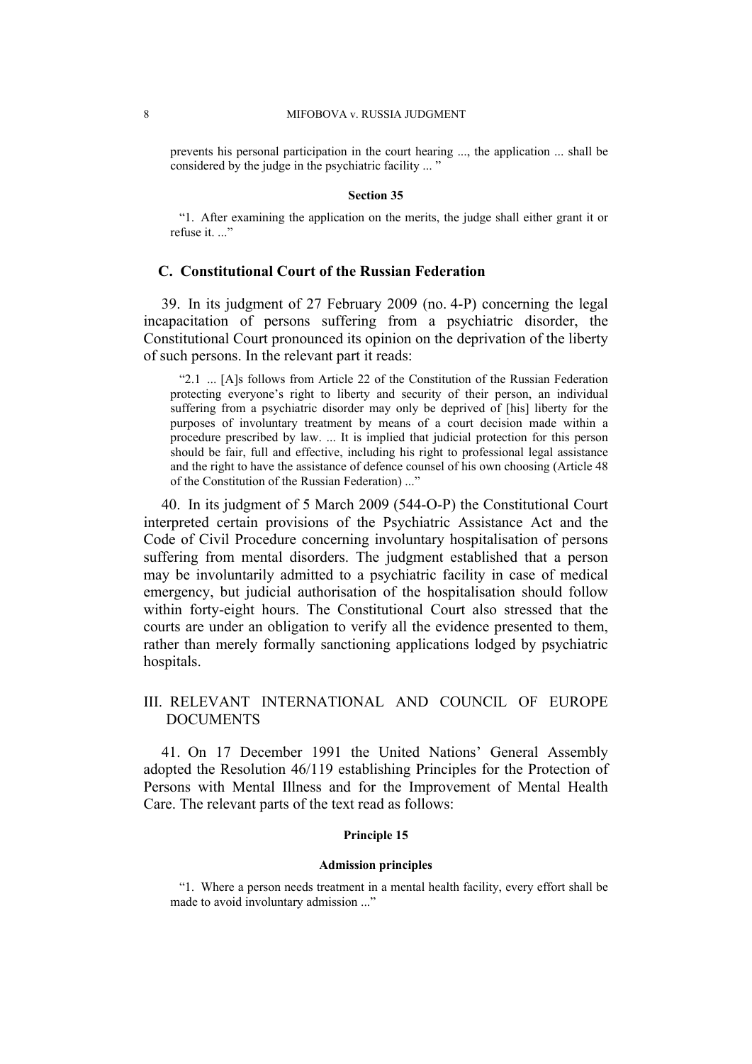prevents his personal participation in the court hearing ..., the application ... shall be considered by the judge in the psychiatric facility ... "

**Section 35**

"1. After examining the application on the merits, the judge shall either grant it or refuse it. ..."

## C. Constitutional Court of the Russian Federation

39. In its judgment of 27 February 2009 (no. 4-P) concerning the legal incapacitation of persons suffering from a psychiatric disorder, the Constitutional Court pronounced its opinion on the deprivation of the liberty of such persons. In the relevant part it reads:

"2.1 ... [A]s follows from Article 22 of the Constitution of the Russian Federation protecting everyone's right to liberty and security of their person, an individual suffering from a psychiatric disorder may only be deprived of [his] liberty for the purposes of involuntary treatment by means of a court decision made within a procedure prescribed by law. ... It is implied that judicial protection for this person should be fair, full and effective, including his right to professional legal assistance and the right to have the assistance of defence counsel of his own choosing (Article 48 of the Constitution of the Russian Federation) ..."

40. In its judgment of 5 March 2009 (544-O-P) the Constitutional Court interpreted certain provisions of the Psychiatric Assistance Act and the Code of Civil Procedure concerning involuntary hospitalisation of persons suffering from mental disorders. The judgment established that a person may be involuntarily admitted to a psychiatric facility in case of medical emergency, but judicial authorisation of the hospitalisation should follow within forty-eight hours. The Constitutional Court also stressed that the courts are under an obligation to verify all the evidence presented to them, rather than merely formally sanctioning applications lodged by psychiatric hospitals.

# III. RELEVANT INTERNATIONAL AND COUNCIL OF EUROPE DOCUMENTS

41. On 17 December 1991 the United Nations' General Assembly adopted the Resolution 46/119 establishing Principles for the Protection of Persons with Mental Illness and for the Improvement of Mental Health Care. The relevant parts of the text read as follows:

**Principle 15**

**Admission principles**

"1. Where a person needs treatment in a mental health facility, every effort shall be made to avoid involuntary admission ..."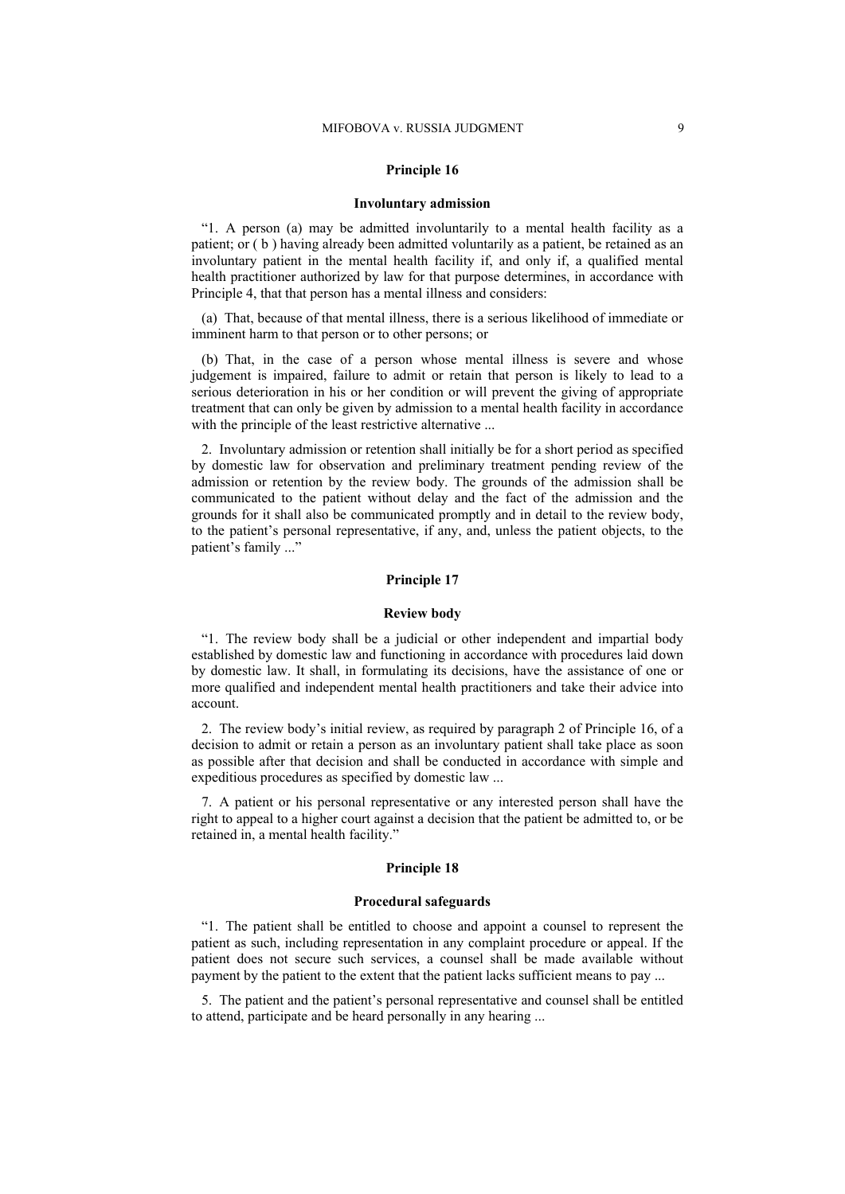#### Principle 16

#### Involuntary admission

“1. A person (a) may be admitted involuntarily to a mental health facility as a patient; or ( b ) having already been admitted voluntarily as a patient, be retained as an involuntary patient in the mental health facility if, and only if, a qualified mental health practitioner authorized by law for that purpose determines, in accordance with Principle 4, that that person has a mental illness and considers:

(a) That, because of that mental illness, there is a serious likelihood of immediate or imminent harm to that person or to other persons; or

(b) That, in the case of a person whose mental illness is severe and whose judgement is impaired, failure to admit or retain that person is likely to lead to a serious deterioration in his or her condition or will prevent the giving of appropriate treatment that can only be given by admission to a mental health facility in accordance with the principle of the least restrictive alternative ...

2. Involuntary admission or retention shall initially be for a short period as specified by domestic law for observation and preliminary treatment pending review of the admission or retention by the review body. The grounds of the admission shall be communicated to the patient without delay and the fact of the admission and the grounds for it shall also be communicated promptly and in detail to the review body, to the patient’s personal representative, if any, and, unless the patient objects, to the patient’s family ...”

#### Principle 17

#### Review body

“1. The review body shall be a judicial or other independent and impartial body established by domestic law and functioning in accordance with procedures laid down by domestic law. It shall, in formulating its decisions, have the assistance of one or more qualified and independent mental health practitioners and take their advice into account.

2. The review body’s initial review, as required by paragraph 2 of Principle 16, of a decision to admit or retain a person as an involuntary patient shall take place as soon as possible after that decision and shall be conducted in accordance with simple and expeditious procedures as specified by domestic law ...

7. A patient or his personal representative or any interested person shall have the right to appeal to a higher court against a decision that the patient be admitted to, or be retained in, a mental health facility.”

#### Principle 18

#### Procedural safeguards

“1. The patient shall be entitled to choose and appoint a counsel to represent the patient as such, including representation in any complaint procedure or appeal. If the patient does not secure such services, a counsel shall be made available without payment by the patient to the extent that the patient lacks sufficient means to pay ...

5. The patient and the patient’s personal representative and counsel shall be entitled to attend, participate and be heard personally in any hearing ...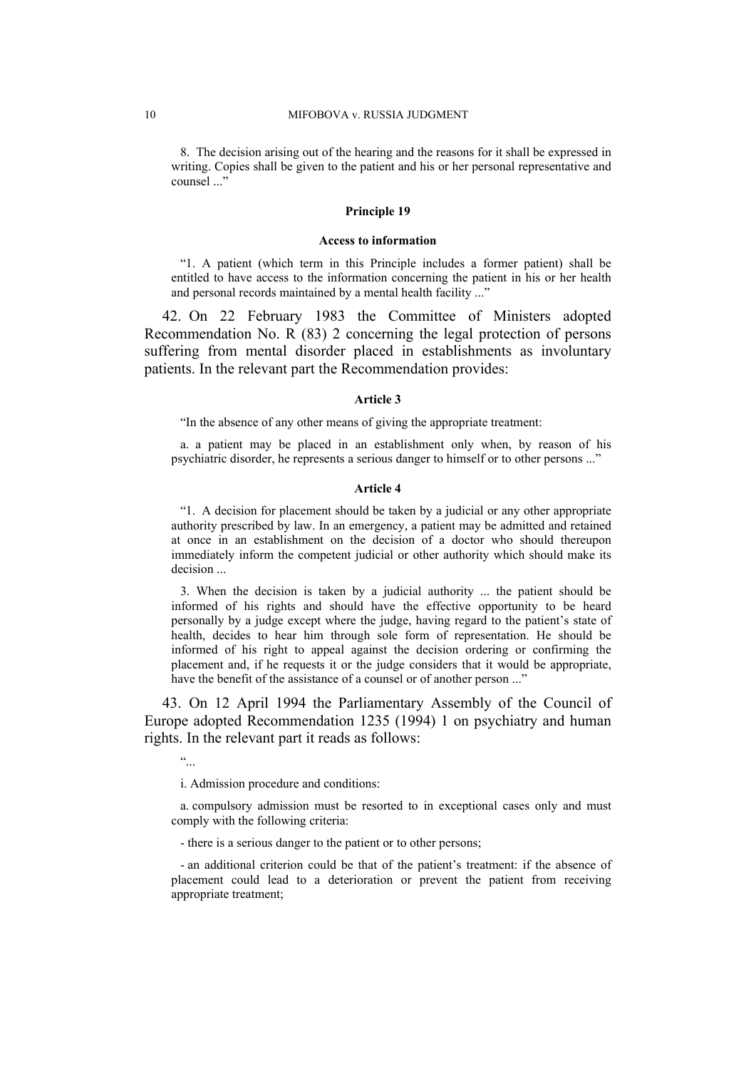> 8. The decision arising out of the hearing and the reasons for it shall be expressed in writing. Copies shall be given to the patient and his or her personal representative and counsel ..."

**Principle 19**

**Access to information**

> "1. A patient (which term in this Principle includes a former patient) shall be entitled to have access to the information concerning the patient in his or her health and personal records maintained by a mental health facility ..."

42. On 22 February 1983 the Committee of Ministers adopted Recommendation No. R (83) 2 concerning the legal protection of persons suffering from mental disorder placed in establishments as involuntary patients. In the relevant part the Recommendation provides:

**Article 3**

> "In the absence of any other means of giving the appropriate treatment:
>
> a. a patient may be placed in an establishment only when, by reason of his psychiatric disorder, he represents a serious danger to himself or to other persons ..."

**Article 4**

> "1. A decision for placement should be taken by a judicial or any other appropriate authority prescribed by law. In an emergency, a patient may be admitted and retained at once in an establishment on the decision of a doctor who should thereupon immediately inform the competent judicial or other authority which should make its decision ...
>
> 3. When the decision is taken by a judicial authority ... the patient should be informed of his rights and should have the effective opportunity to be heard personally by a judge except where the judge, having regard to the patient's state of health, decides to hear him through sole form of representation. He should be informed of his right to appeal against the decision ordering or confirming the placement and, if he requests it or the judge considers that it would be appropriate, have the benefit of the assistance of a counsel or of another person ..."

43. On 12 April 1994 the Parliamentary Assembly of the Council of Europe adopted Recommendation 1235 (1994) 1 on psychiatry and human rights. In the relevant part it reads as follows:

> "...
>
> i. Admission procedure and conditions:
>
> a. compulsory admission must be resorted to in exceptional cases only and must comply with the following criteria:
>
> - there is a serious danger to the patient or to other persons;
>
> - an additional criterion could be that of the patient's treatment: if the absence of placement could lead to a deterioration or prevent the patient from receiving appropriate treatment;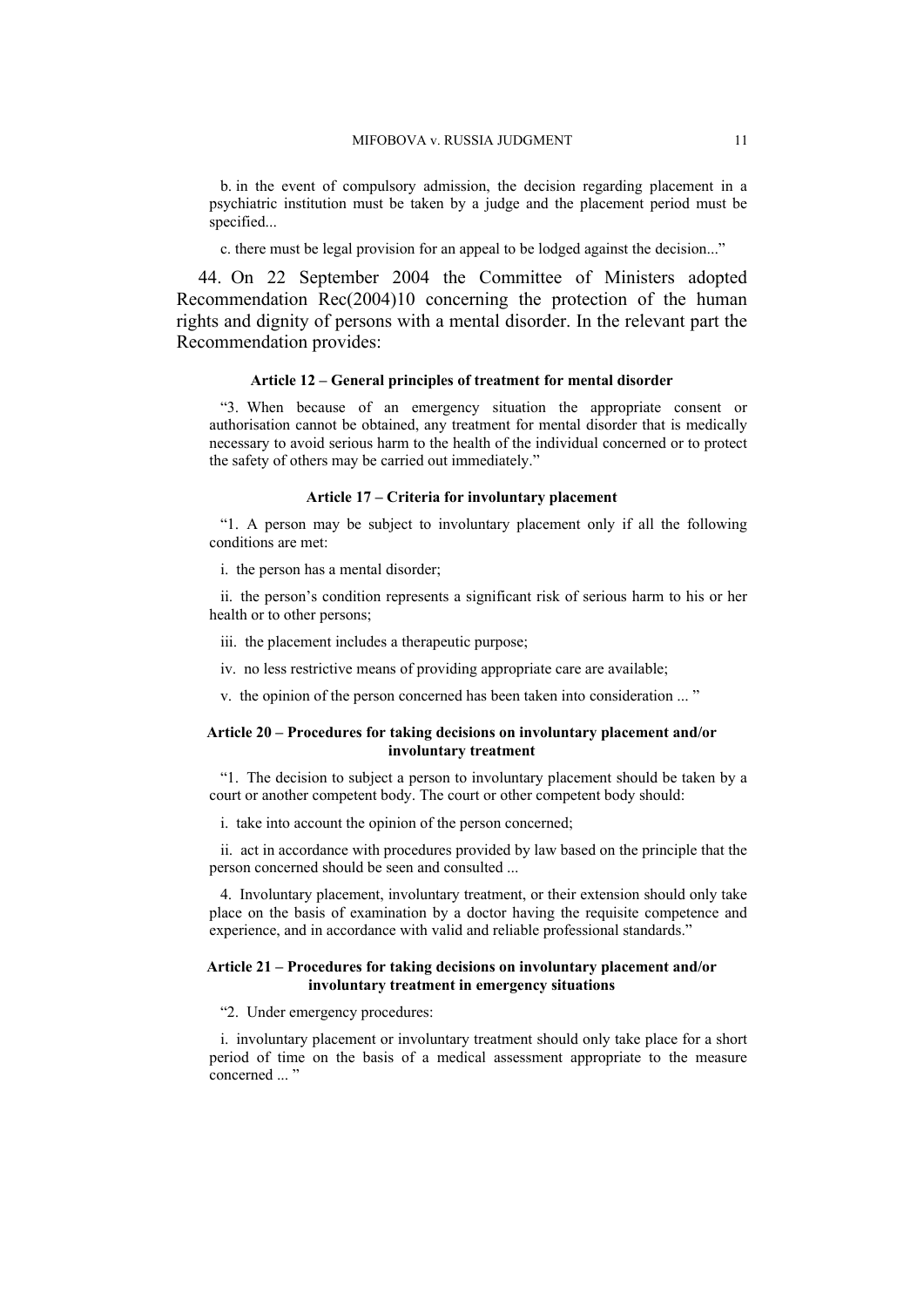b. in the event of compulsory admission, the decision regarding placement in a psychiatric institution must be taken by a judge and the placement period must be specified...

c. there must be legal provision for an appeal to be lodged against the decision..."

44. On 22 September 2004 the Committee of Ministers adopted Recommendation Rec(2004)10 concerning the protection of the human rights and dignity of persons with a mental disorder. In the relevant part the Recommendation provides:

**Article 12 – General principles of treatment for mental disorder**

"3. When because of an emergency situation the appropriate consent or authorisation cannot be obtained, any treatment for mental disorder that is medically necessary to avoid serious harm to the health of the individual concerned or to protect the safety of others may be carried out immediately."

**Article 17 – Criteria for involuntary placement**

"1. A person may be subject to involuntary placement only if all the following conditions are met:

i. the person has a mental disorder;

ii. the person's condition represents a significant risk of serious harm to his or her health or to other persons;

iii. the placement includes a therapeutic purpose;

iv. no less restrictive means of providing appropriate care are available;

v. the opinion of the person concerned has been taken into consideration ... "

**Article 20 – Procedures for taking decisions on involuntary placement and/or involuntary treatment**

"1. The decision to subject a person to involuntary placement should be taken by a court or another competent body. The court or other competent body should:

i. take into account the opinion of the person concerned;

ii. act in accordance with procedures provided by law based on the principle that the person concerned should be seen and consulted ...

4. Involuntary placement, involuntary treatment, or their extension should only take place on the basis of examination by a doctor having the requisite competence and experience, and in accordance with valid and reliable professional standards."

**Article 21 – Procedures for taking decisions on involuntary placement and/or involuntary treatment in emergency situations**

"2. Under emergency procedures:

i. involuntary placement or involuntary treatment should only take place for a short period of time on the basis of a medical assessment appropriate to the measure concerned ... "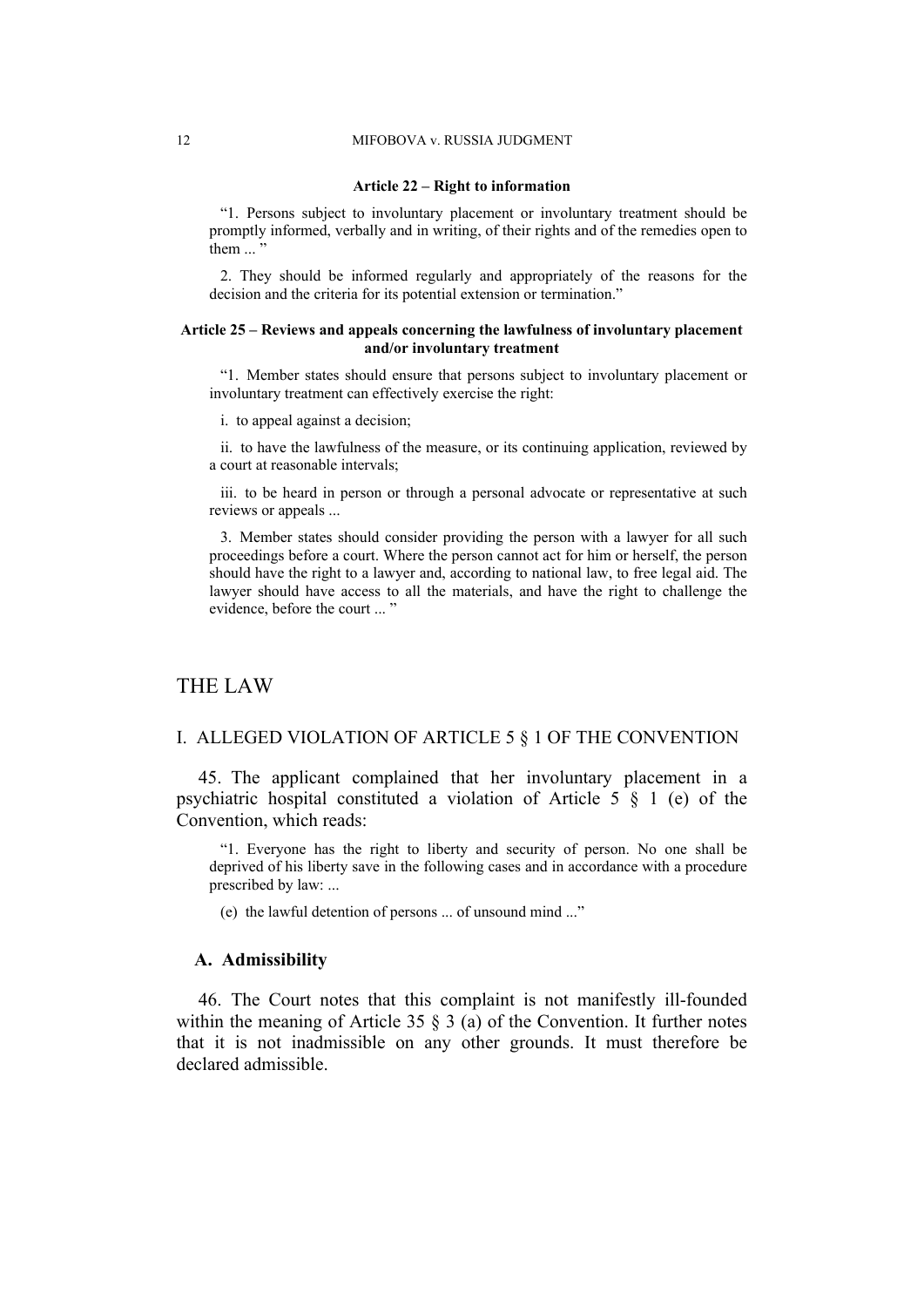**Article 22 – Right to information**

> “1. Persons subject to involuntary placement or involuntary treatment should be promptly informed, verbally and in writing, of their rights and of the remedies open to them ... ”
>
> 2. They should be informed regularly and appropriately of the reasons for the decision and the criteria for its potential extension or termination.”

**Article 25 – Reviews and appeals concerning the lawfulness of involuntary placement and/or involuntary treatment**

> “1. Member states should ensure that persons subject to involuntary placement or involuntary treatment can effectively exercise the right:
>
> i. to appeal against a decision;
>
> ii. to have the lawfulness of the measure, or its continuing application, reviewed by a court at reasonable intervals;
>
> iii. to be heard in person or through a personal advocate or representative at such reviews or appeals ...
>
> 3. Member states should consider providing the person with a lawyer for all such proceedings before a court. Where the person cannot act for him or herself, the person should have the right to a lawyer and, according to national law, to free legal aid. The lawyer should have access to all the materials, and have the right to challenge the evidence, before the court ... ”

# THE LAW

## I. ALLEGED VIOLATION OF ARTICLE 5 § 1 OF THE CONVENTION

45. The applicant complained that her involuntary placement in a psychiatric hospital constituted a violation of Article 5 § 1 (e) of the Convention, which reads:

> “1. Everyone has the right to liberty and security of person. No one shall be deprived of his liberty save in the following cases and in accordance with a procedure prescribed by law: ...
>
> (e) the lawful detention of persons ... of unsound mind ...”

### A. Admissibility

46. The Court notes that this complaint is not manifestly ill-founded within the meaning of Article 35 § 3 (a) of the Convention. It further notes that it is not inadmissible on any other grounds. It must therefore be declared admissible.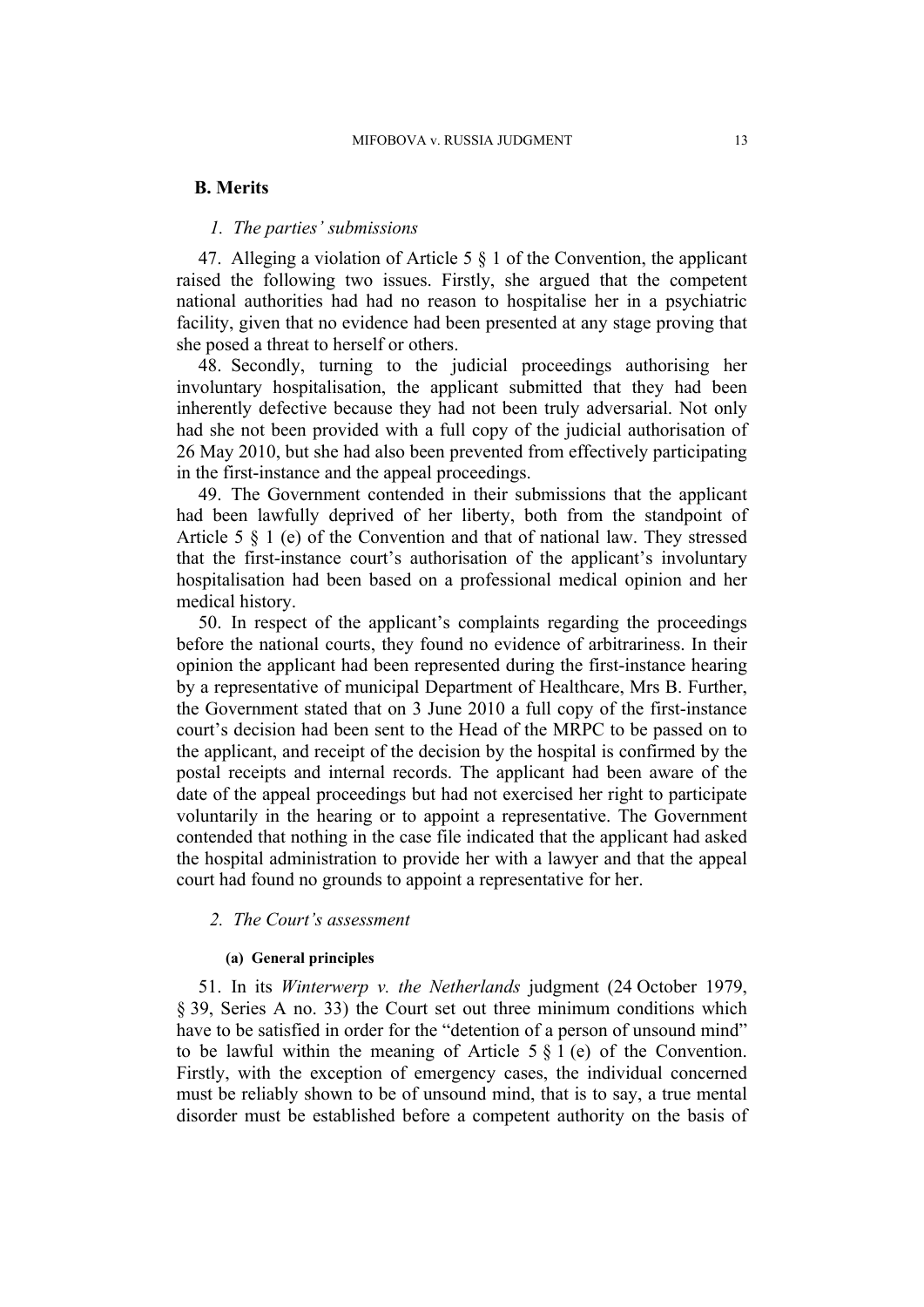## B. Merits

### *1. The parties' submissions*

47. Alleging a violation of Article 5 § 1 of the Convention, the applicant raised the following two issues. Firstly, she argued that the competent national authorities had had no reason to hospitalise her in a psychiatric facility, given that no evidence had been presented at any stage proving that she posed a threat to herself or others.

48. Secondly, turning to the judicial proceedings authorising her involuntary hospitalisation, the applicant submitted that they had been inherently defective because they had not been truly adversarial. Not only had she not been provided with a full copy of the judicial authorisation of 26 May 2010, but she had also been prevented from effectively participating in the first-instance and the appeal proceedings.

49. The Government contended in their submissions that the applicant had been lawfully deprived of her liberty, both from the standpoint of Article 5 § 1 (e) of the Convention and that of national law. They stressed that the first-instance court's authorisation of the applicant's involuntary hospitalisation had been based on a professional medical opinion and her medical history.

50. In respect of the applicant's complaints regarding the proceedings before the national courts, they found no evidence of arbitrariness. In their opinion the applicant had been represented during the first-instance hearing by a representative of municipal Department of Healthcare, Mrs B. Further, the Government stated that on 3 June 2010 a full copy of the first-instance court's decision had been sent to the Head of the MRPC to be passed on to the applicant, and receipt of the decision by the hospital is confirmed by the postal receipts and internal records. The applicant had been aware of the date of the appeal proceedings but had not exercised her right to participate voluntarily in the hearing or to appoint a representative. The Government contended that nothing in the case file indicated that the applicant had asked the hospital administration to provide her with a lawyer and that the appeal court had found no grounds to appoint a representative for her.

### *2. The Court's assessment*

#### (a) General principles

51. In its *Winterwerp v. the Netherlands* judgment (24 October 1979, § 39, Series A no. 33) the Court set out three minimum conditions which have to be satisfied in order for the "detention of a person of unsound mind" to be lawful within the meaning of Article 5 § 1 (e) of the Convention. Firstly, with the exception of emergency cases, the individual concerned must be reliably shown to be of unsound mind, that is to say, a true mental disorder must be established before a competent authority on the basis of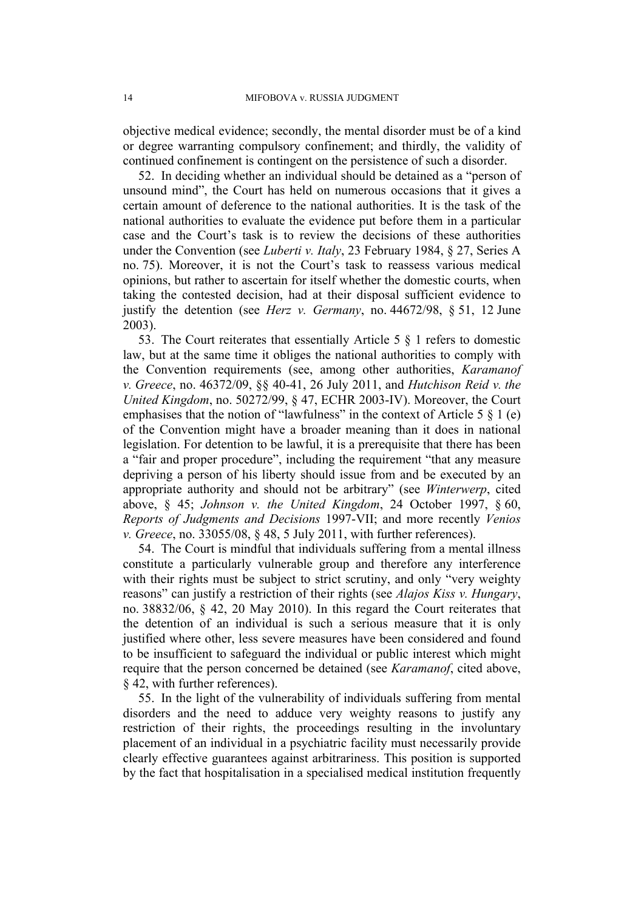objective medical evidence; secondly, the mental disorder must be of a kind or degree warranting compulsory confinement; and thirdly, the validity of continued confinement is contingent on the persistence of such a disorder.

52. In deciding whether an individual should be detained as a "person of unsound mind", the Court has held on numerous occasions that it gives a certain amount of deference to the national authorities. It is the task of the national authorities to evaluate the evidence put before them in a particular case and the Court's task is to review the decisions of these authorities under the Convention (see *Luberti v. Italy*, 23 February 1984, § 27, Series A no. 75). Moreover, it is not the Court's task to reassess various medical opinions, but rather to ascertain for itself whether the domestic courts, when taking the contested decision, had at their disposal sufficient evidence to justify the detention (see *Herz v. Germany*, no. 44672/98, § 51, 12 June 2003).

53. The Court reiterates that essentially Article 5 § 1 refers to domestic law, but at the same time it obliges the national authorities to comply with the Convention requirements (see, among other authorities, *Karamanof v. Greece*, no. 46372/09, §§ 40-41, 26 July 2011, and *Hutchison Reid v. the United Kingdom*, no. 50272/99, § 47, ECHR 2003-IV). Moreover, the Court emphasises that the notion of "lawfulness" in the context of Article 5 § 1 (e) of the Convention might have a broader meaning than it does in national legislation. For detention to be lawful, it is a prerequisite that there has been a "fair and proper procedure", including the requirement "that any measure depriving a person of his liberty should issue from and be executed by an appropriate authority and should not be arbitrary" (see *Winterwerp*, cited above, § 45; *Johnson v. the United Kingdom*, 24 October 1997, § 60, *Reports of Judgments and Decisions* 1997-VII; and more recently *Venios v. Greece*, no. 33055/08, § 48, 5 July 2011, with further references).

54. The Court is mindful that individuals suffering from a mental illness constitute a particularly vulnerable group and therefore any interference with their rights must be subject to strict scrutiny, and only "very weighty reasons" can justify a restriction of their rights (see *Alajos Kiss v. Hungary*, no. 38832/06, § 42, 20 May 2010). In this regard the Court reiterates that the detention of an individual is such a serious measure that it is only justified where other, less severe measures have been considered and found to be insufficient to safeguard the individual or public interest which might require that the person concerned be detained (see *Karamanof*, cited above, § 42, with further references).

55. In the light of the vulnerability of individuals suffering from mental disorders and the need to adduce very weighty reasons to justify any restriction of their rights, the proceedings resulting in the involuntary placement of an individual in a psychiatric facility must necessarily provide clearly effective guarantees against arbitrariness. This position is supported by the fact that hospitalisation in a specialised medical institution frequently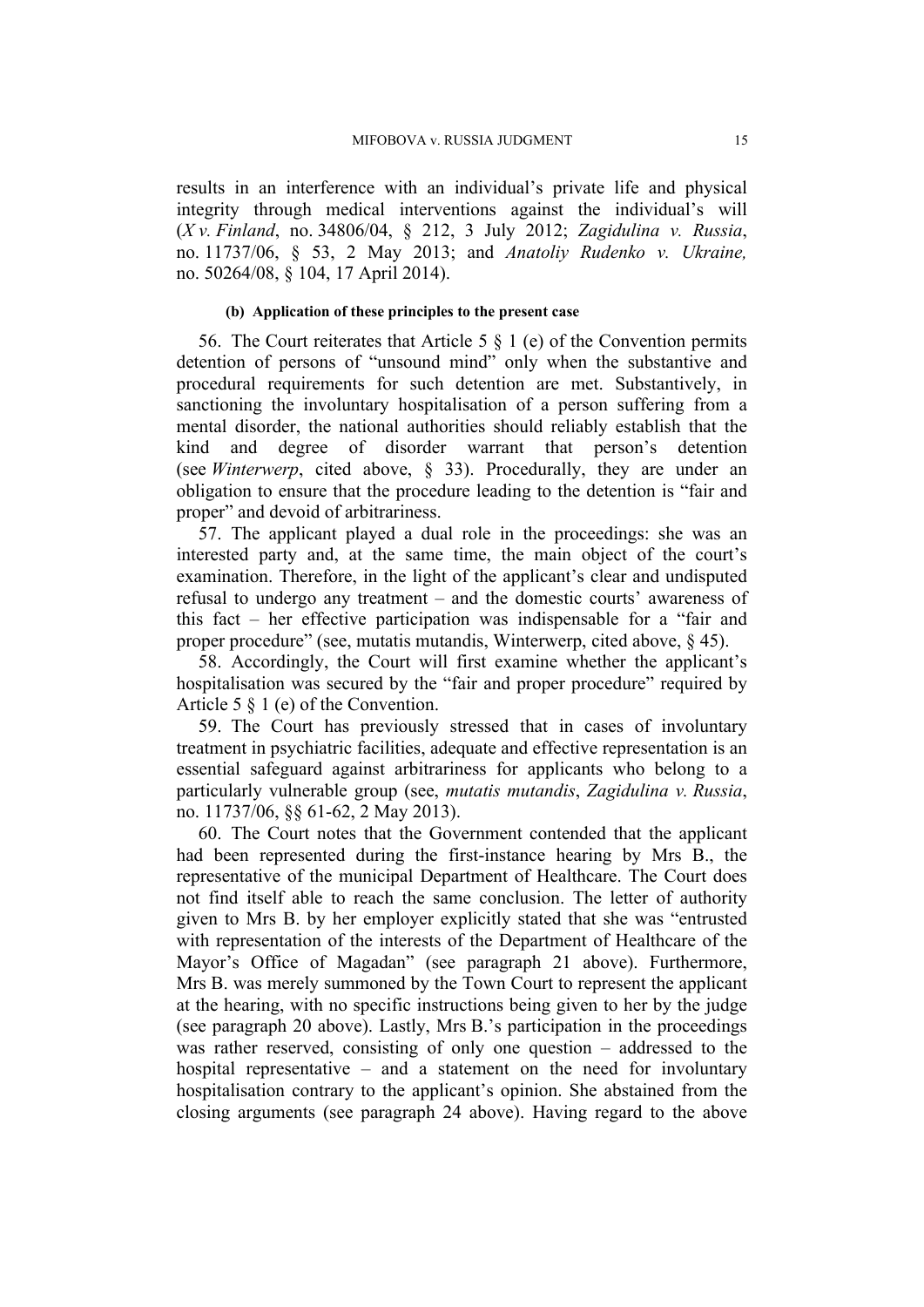results in an interference with an individual's private life and physical integrity through medical interventions against the individual's will (*X v. Finland*, no. 34806/04, § 212, 3 July 2012; *Zagidulina v. Russia*, no. 11737/06, § 53, 2 May 2013; and *Anatoliy Rudenko v. Ukraine,* no. 50264/08, § 104, 17 April 2014).

#### (b) Application of these principles to the present case

56. The Court reiterates that Article 5 § 1 (e) of the Convention permits detention of persons of "unsound mind" only when the substantive and procedural requirements for such detention are met. Substantively, in sanctioning the involuntary hospitalisation of a person suffering from a mental disorder, the national authorities should reliably establish that the kind and degree of disorder warrant that person's detention (see *Winterwerp*, cited above, § 33). Procedurally, they are under an obligation to ensure that the procedure leading to the detention is "fair and proper" and devoid of arbitrariness.

57. The applicant played a dual role in the proceedings: she was an interested party and, at the same time, the main object of the court's examination. Therefore, in the light of the applicant's clear and undisputed refusal to undergo any treatment – and the domestic courts' awareness of this fact – her effective participation was indispensable for a "fair and proper procedure" (see, mutatis mutandis, Winterwerp, cited above, § 45).

58. Accordingly, the Court will first examine whether the applicant's hospitalisation was secured by the "fair and proper procedure" required by Article 5 § 1 (e) of the Convention.

59. The Court has previously stressed that in cases of involuntary treatment in psychiatric facilities, adequate and effective representation is an essential safeguard against arbitrariness for applicants who belong to a particularly vulnerable group (see, *mutatis mutandis*, *Zagidulina v. Russia*, no. 11737/06, §§ 61-62, 2 May 2013).

60. The Court notes that the Government contended that the applicant had been represented during the first-instance hearing by Mrs B., the representative of the municipal Department of Healthcare. The Court does not find itself able to reach the same conclusion. The letter of authority given to Mrs B. by her employer explicitly stated that she was "entrusted with representation of the interests of the Department of Healthcare of the Mayor's Office of Magadan" (see paragraph 21 above). Furthermore, Mrs B. was merely summoned by the Town Court to represent the applicant at the hearing, with no specific instructions being given to her by the judge (see paragraph 20 above). Lastly, Mrs B.'s participation in the proceedings was rather reserved, consisting of only one question – addressed to the hospital representative – and a statement on the need for involuntary hospitalisation contrary to the applicant's opinion. She abstained from the closing arguments (see paragraph 24 above). Having regard to the above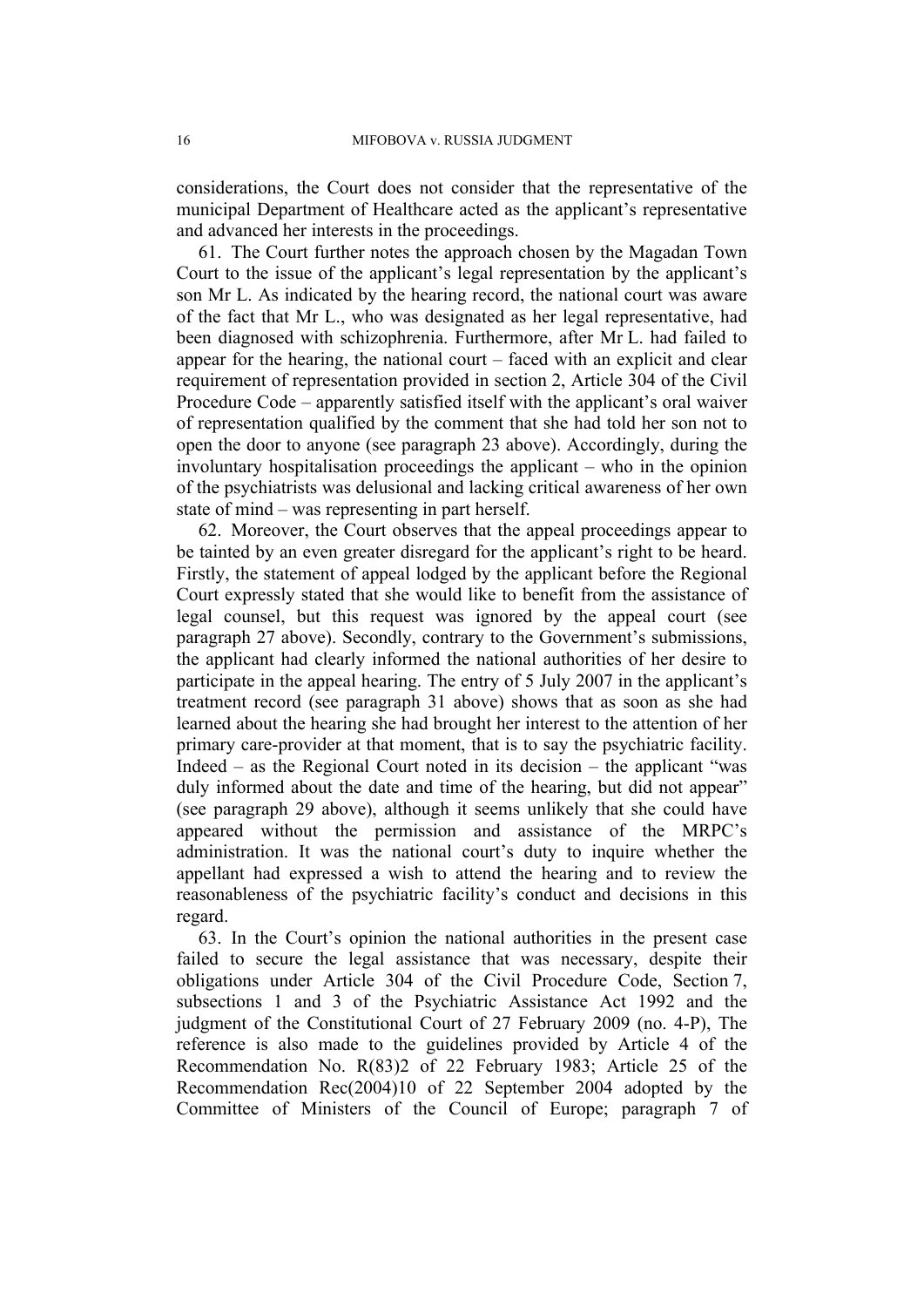considerations, the Court does not consider that the representative of the municipal Department of Healthcare acted as the applicant's representative and advanced her interests in the proceedings.

61. The Court further notes the approach chosen by the Magadan Town Court to the issue of the applicant's legal representation by the applicant's son Mr L. As indicated by the hearing record, the national court was aware of the fact that Mr L., who was designated as her legal representative, had been diagnosed with schizophrenia. Furthermore, after Mr L. had failed to appear for the hearing, the national court – faced with an explicit and clear requirement of representation provided in section 2, Article 304 of the Civil Procedure Code – apparently satisfied itself with the applicant's oral waiver of representation qualified by the comment that she had told her son not to open the door to anyone (see paragraph 23 above). Accordingly, during the involuntary hospitalisation proceedings the applicant – who in the opinion of the psychiatrists was delusional and lacking critical awareness of her own state of mind – was representing in part herself.

62. Moreover, the Court observes that the appeal proceedings appear to be tainted by an even greater disregard for the applicant's right to be heard. Firstly, the statement of appeal lodged by the applicant before the Regional Court expressly stated that she would like to benefit from the assistance of legal counsel, but this request was ignored by the appeal court (see paragraph 27 above). Secondly, contrary to the Government's submissions, the applicant had clearly informed the national authorities of her desire to participate in the appeal hearing. The entry of 5 July 2007 in the applicant's treatment record (see paragraph 31 above) shows that as soon as she had learned about the hearing she had brought her interest to the attention of her primary care-provider at that moment, that is to say the psychiatric facility. Indeed – as the Regional Court noted in its decision – the applicant "was duly informed about the date and time of the hearing, but did not appear" (see paragraph 29 above), although it seems unlikely that she could have appeared without the permission and assistance of the MRPC's administration. It was the national court's duty to inquire whether the appellant had expressed a wish to attend the hearing and to review the reasonableness of the psychiatric facility's conduct and decisions in this regard.

63. In the Court's opinion the national authorities in the present case failed to secure the legal assistance that was necessary, despite their obligations under Article 304 of the Civil Procedure Code, Section 7, subsections 1 and 3 of the Psychiatric Assistance Act 1992 and the judgment of the Constitutional Court of 27 February 2009 (no. 4-P), The reference is also made to the guidelines provided by Article 4 of the Recommendation No. R(83)2 of 22 February 1983; Article 25 of the Recommendation Rec(2004)10 of 22 September 2004 adopted by the Committee of Ministers of the Council of Europe; paragraph 7 of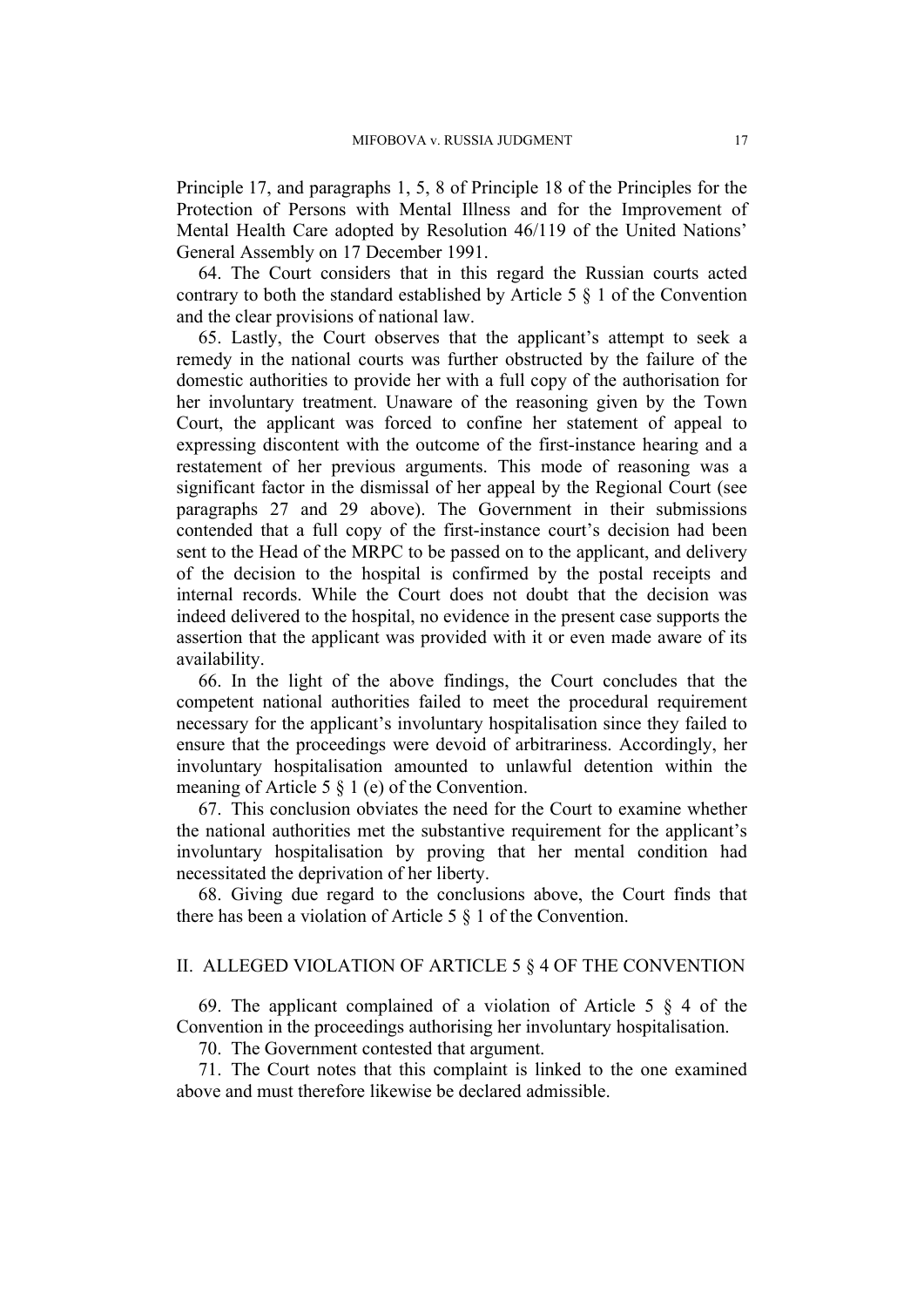Principle 17, and paragraphs 1, 5, 8 of Principle 18 of the Principles for the Protection of Persons with Mental Illness and for the Improvement of Mental Health Care adopted by Resolution 46/119 of the United Nations' General Assembly on 17 December 1991.

64. The Court considers that in this regard the Russian courts acted contrary to both the standard established by Article 5 § 1 of the Convention and the clear provisions of national law.

65. Lastly, the Court observes that the applicant's attempt to seek a remedy in the national courts was further obstructed by the failure of the domestic authorities to provide her with a full copy of the authorisation for her involuntary treatment. Unaware of the reasoning given by the Town Court, the applicant was forced to confine her statement of appeal to expressing discontent with the outcome of the first-instance hearing and a restatement of her previous arguments. This mode of reasoning was a significant factor in the dismissal of her appeal by the Regional Court (see paragraphs 27 and 29 above). The Government in their submissions contended that a full copy of the first-instance court's decision had been sent to the Head of the MRPC to be passed on to the applicant, and delivery of the decision to the hospital is confirmed by the postal receipts and internal records. While the Court does not doubt that the decision was indeed delivered to the hospital, no evidence in the present case supports the assertion that the applicant was provided with it or even made aware of its availability.

66. In the light of the above findings, the Court concludes that the competent national authorities failed to meet the procedural requirement necessary for the applicant's involuntary hospitalisation since they failed to ensure that the proceedings were devoid of arbitrariness. Accordingly, her involuntary hospitalisation amounted to unlawful detention within the meaning of Article 5 § 1 (e) of the Convention.

67. This conclusion obviates the need for the Court to examine whether the national authorities met the substantive requirement for the applicant's involuntary hospitalisation by proving that her mental condition had necessitated the deprivation of her liberty.

68. Giving due regard to the conclusions above, the Court finds that there has been a violation of Article 5 § 1 of the Convention.

## II. ALLEGED VIOLATION OF ARTICLE 5 § 4 OF THE CONVENTION

69. The applicant complained of a violation of Article 5 § 4 of the Convention in the proceedings authorising her involuntary hospitalisation.

70. The Government contested that argument.

71. The Court notes that this complaint is linked to the one examined above and must therefore likewise be declared admissible.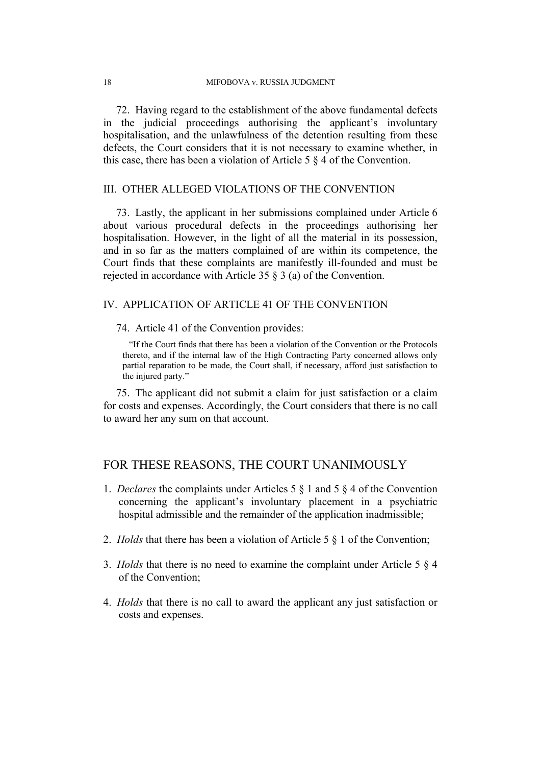72. Having regard to the establishment of the above fundamental defects in the judicial proceedings authorising the applicant's involuntary hospitalisation, and the unlawfulness of the detention resulting from these defects, the Court considers that it is not necessary to examine whether, in this case, there has been a violation of Article 5 § 4 of the Convention.

## III. OTHER ALLEGED VIOLATIONS OF THE CONVENTION

73. Lastly, the applicant in her submissions complained under Article 6 about various procedural defects in the proceedings authorising her hospitalisation. However, in the light of all the material in its possession, and in so far as the matters complained of are within its competence, the Court finds that these complaints are manifestly ill-founded and must be rejected in accordance with Article 35 § 3 (a) of the Convention.

## IV. APPLICATION OF ARTICLE 41 OF THE CONVENTION

74. Article 41 of the Convention provides:

> "If the Court finds that there has been a violation of the Convention or the Protocols thereto, and if the internal law of the High Contracting Party concerned allows only partial reparation to be made, the Court shall, if necessary, afford just satisfaction to the injured party."

75. The applicant did not submit a claim for just satisfaction or a claim for costs and expenses. Accordingly, the Court considers that there is no call to award her any sum on that account.

# FOR THESE REASONS, THE COURT UNANIMOUSLY

1. *Declares* the complaints under Articles 5 § 1 and 5 § 4 of the Convention concerning the applicant's involuntary placement in a psychiatric hospital admissible and the remainder of the application inadmissible;

2. *Holds* that there has been a violation of Article 5 § 1 of the Convention;

3. *Holds* that there is no need to examine the complaint under Article 5 § 4 of the Convention;

4. *Holds* that there is no call to award the applicant any just satisfaction or costs and expenses.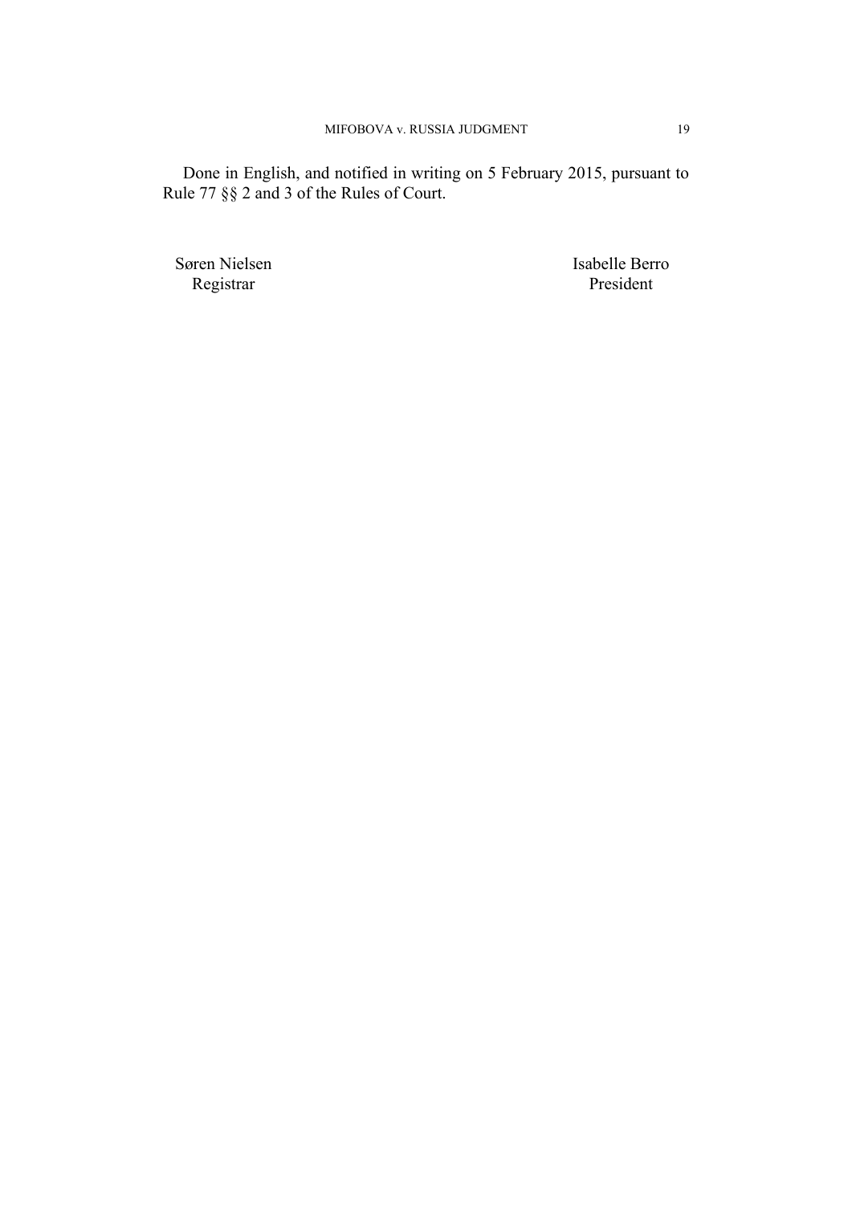Done in English, and notified in writing on 5 February 2015, pursuant to Rule 77 §§ 2 and 3 of the Rules of Court.

| | |
|---|---|
| Søren Nielsen<br>Registrar | Isabelle Berro<br>President |